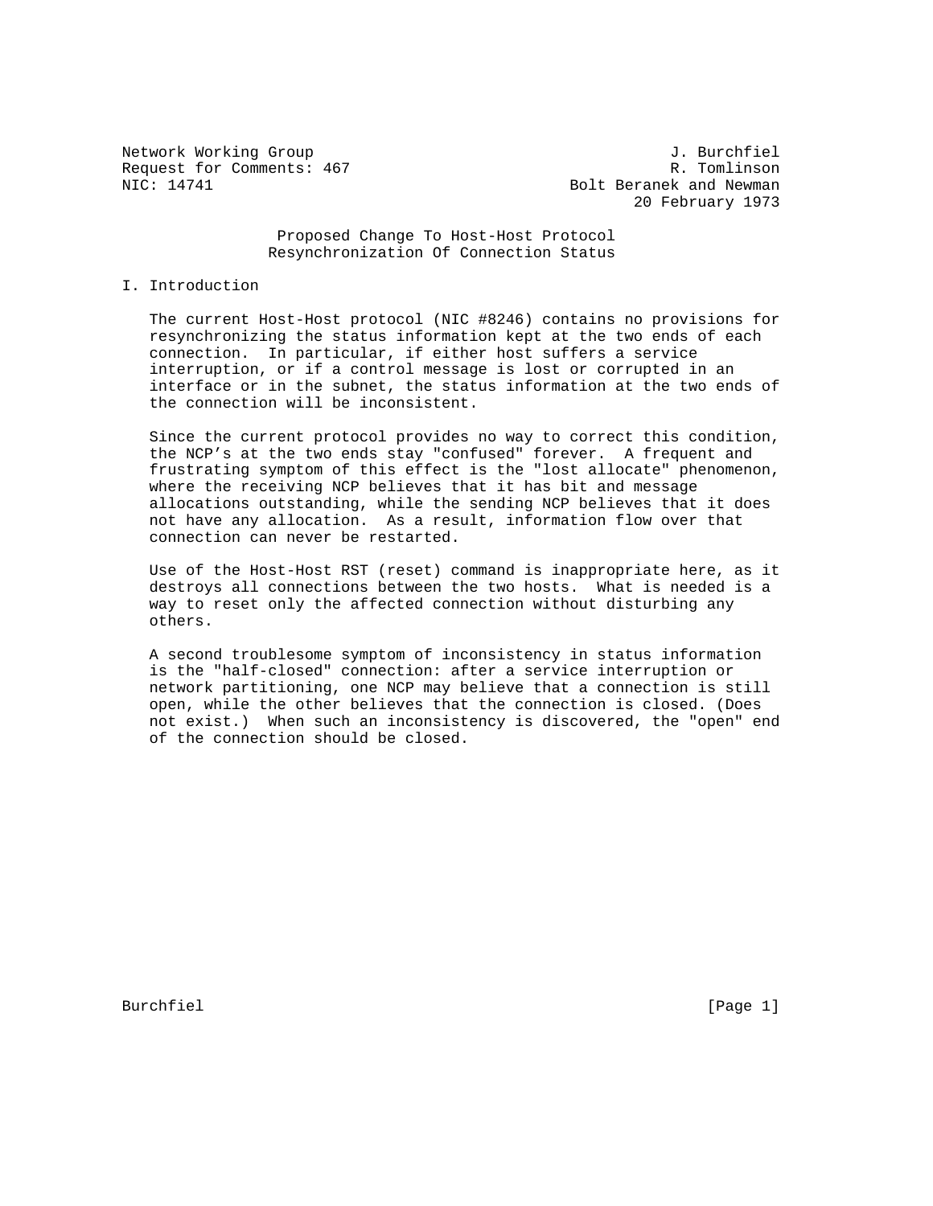Network Working Group J. Burchfiel
Request for Comments: 467 R. Tomlinson
NIC: 14741 Bolt Beranek and Newman
20 February 1973

# Proposed Change To Host-Host Protocol
# Resynchronization Of Connection Status

## I. Introduction

The current Host-Host protocol (NIC #8246) contains no provisions for resynchronizing the status information kept at the two ends of each connection. In particular, if either host suffers a service interruption, or if a control message is lost or corrupted in an interface or in the subnet, the status information at the two ends of the connection will be inconsistent.

Since the current protocol provides no way to correct this condition, the NCP's at the two ends stay "confused" forever. A frequent and frustrating symptom of this effect is the "lost allocate" phenomenon, where the receiving NCP believes that it has bit and message allocations outstanding, while the sending NCP believes that it does not have any allocation. As a result, information flow over that connection can never be restarted.

Use of the Host-Host RST (reset) command is inappropriate here, as it destroys all connections between the two hosts. What is needed is a way to reset only the affected connection without disturbing any others.

A second troublesome symptom of inconsistency in status information is the "half-closed" connection: after a service interruption or network partitioning, one NCP may believe that a connection is still open, while the other believes that the connection is closed. (Does not exist.) When such an inconsistency is discovered, the "open" end of the connection should be closed.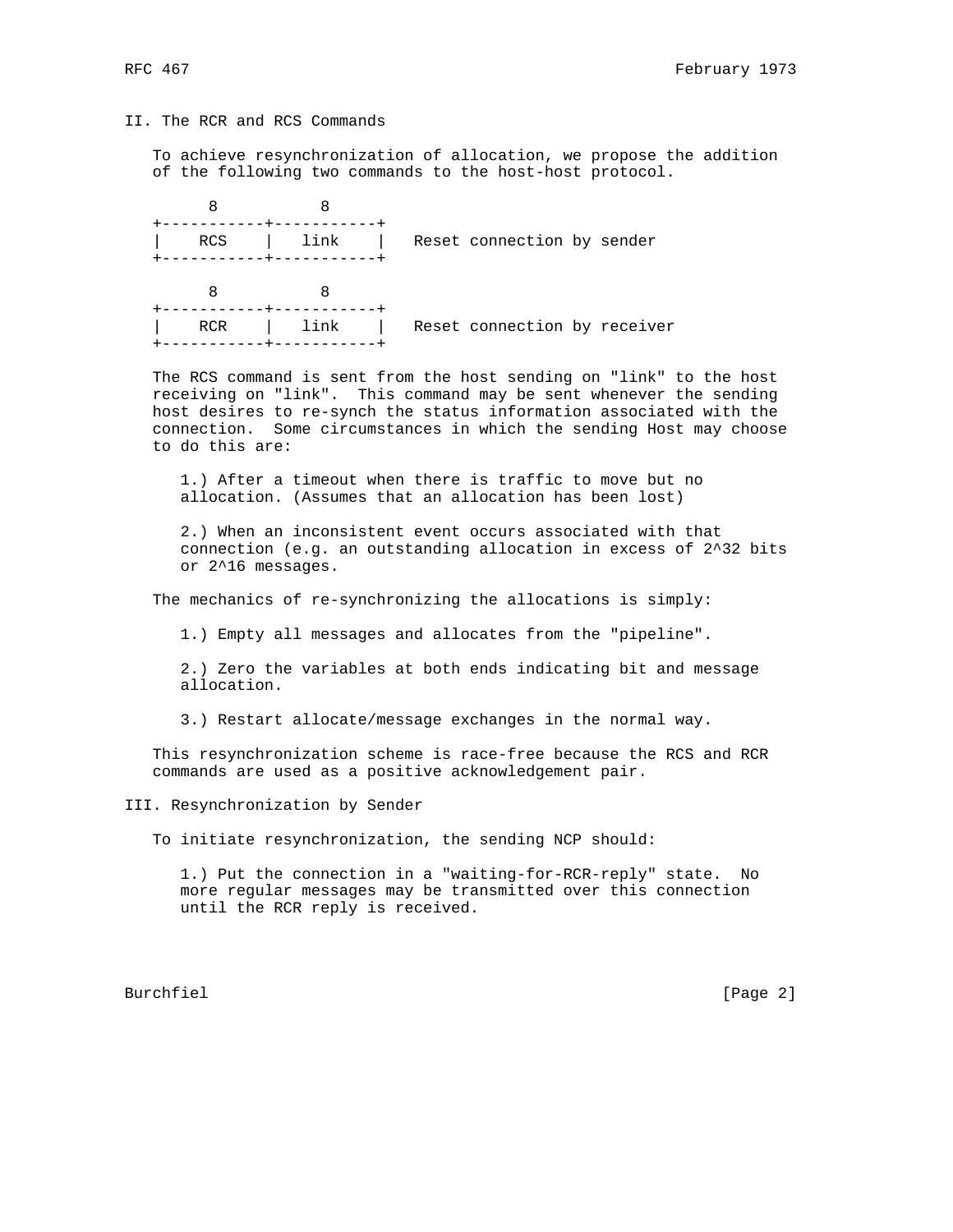## II. The RCR and RCS Commands

To achieve resynchronization of allocation, we propose the addition of the following two commands to the host-host protocol.

```
      8          8
+-----------+-----------+
|    RCS    |   link    |   Reset connection by sender
+-----------+-----------+

      8          8
+-----------+-----------+
|    RCR    |   link    |   Reset connection by receiver
+-----------+-----------+
```

The RCS command is sent from the host sending on "link" to the host receiving on "link". This command may be sent whenever the sending host desires to re-synch the status information associated with the connection. Some circumstances in which the sending Host may choose to do this are:

1.) After a timeout when there is traffic to move but no allocation. (Assumes that an allocation has been lost)

2.) When an inconsistent event occurs associated with that connection (e.g. an outstanding allocation in excess of $2^{32}$ bits or $2^{16}$ messages.

The mechanics of re-synchronizing the allocations is simply:

1.) Empty all messages and allocates from the "pipeline".

2.) Zero the variables at both ends indicating bit and message allocation.

3.) Restart allocate/message exchanges in the normal way.

This resynchronization scheme is race-free because the RCS and RCR commands are used as a positive acknowledgement pair.

## III. Resynchronization by Sender

To initiate resynchronization, the sending NCP should:

1.) Put the connection in a "waiting-for-RCR-reply" state. No more regular messages may be transmitted over this connection until the RCR reply is received.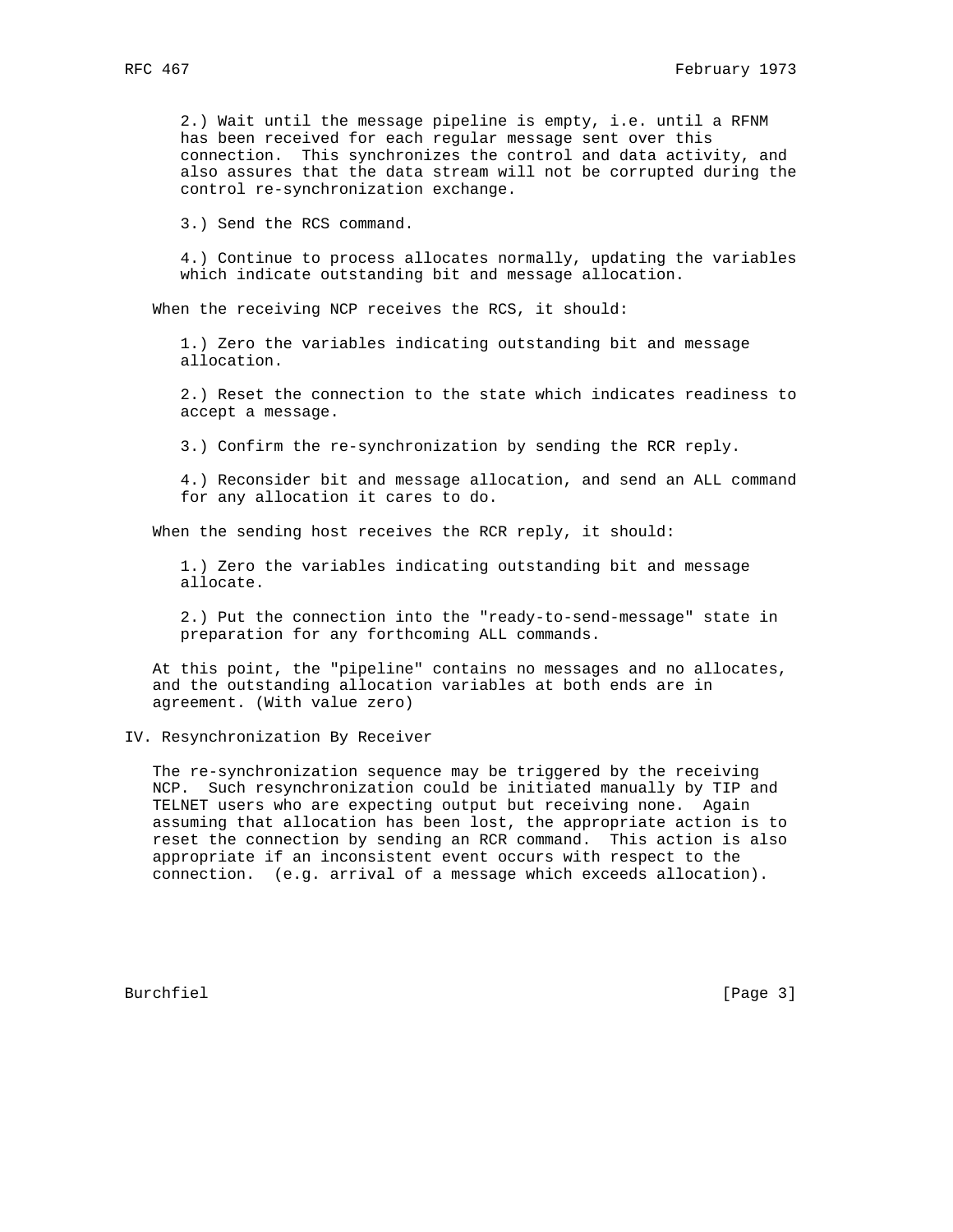2.) Wait until the message pipeline is empty, i.e. until a RFNM has been received for each regular message sent over this connection. This synchronizes the control and data activity, and also assures that the data stream will not be corrupted during the control re-synchronization exchange.

3.) Send the RCS command.

4.) Continue to process allocates normally, updating the variables which indicate outstanding bit and message allocation.

When the receiving NCP receives the RCS, it should:

1.) Zero the variables indicating outstanding bit and message allocation.

2.) Reset the connection to the state which indicates readiness to accept a message.

3.) Confirm the re-synchronization by sending the RCR reply.

4.) Reconsider bit and message allocation, and send an ALL command for any allocation it cares to do.

When the sending host receives the RCR reply, it should:

1.) Zero the variables indicating outstanding bit and message allocate.

2.) Put the connection into the "ready-to-send-message" state in preparation for any forthcoming ALL commands.

At this point, the "pipeline" contains no messages and no allocates, and the outstanding allocation variables at both ends are in agreement. (With value zero)

## IV. Resynchronization By Receiver

The re-synchronization sequence may be triggered by the receiving NCP. Such resynchronization could be initiated manually by TIP and TELNET users who are expecting output but receiving none. Again assuming that allocation has been lost, the appropriate action is to reset the connection by sending an RCR command. This action is also appropriate if an inconsistent event occurs with respect to the connection. (e.g. arrival of a message which exceeds allocation).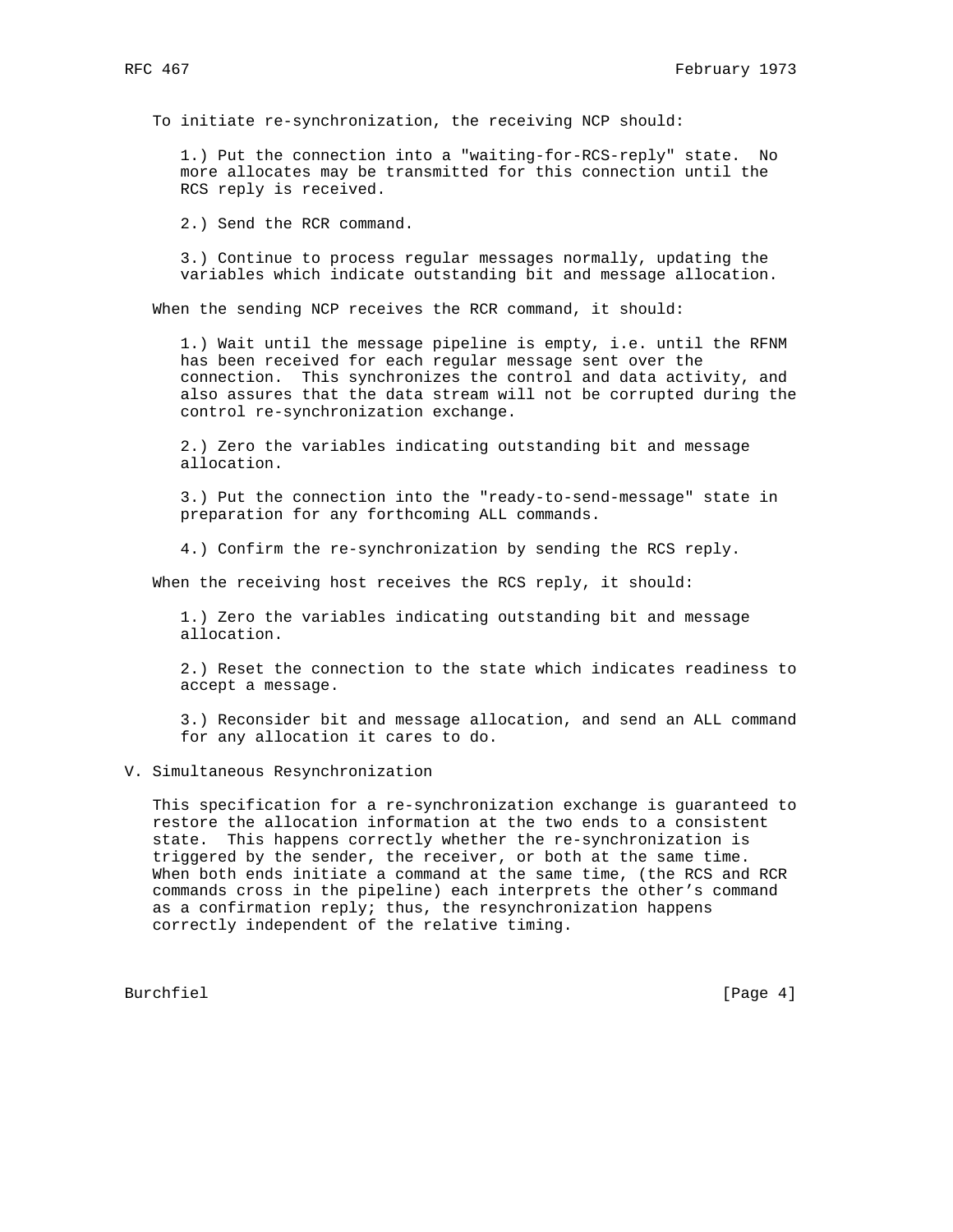To initiate re-synchronization, the receiving NCP should:

1.) Put the connection into a "waiting-for-RCS-reply" state. No more allocates may be transmitted for this connection until the RCS reply is received.

2.) Send the RCR command.

3.) Continue to process regular messages normally, updating the variables which indicate outstanding bit and message allocation.

When the sending NCP receives the RCR command, it should:

1.) Wait until the message pipeline is empty, i.e. until the RFNM has been received for each regular message sent over the connection. This synchronizes the control and data activity, and also assures that the data stream will not be corrupted during the control re-synchronization exchange.

2.) Zero the variables indicating outstanding bit and message allocation.

3.) Put the connection into the "ready-to-send-message" state in preparation for any forthcoming ALL commands.

4.) Confirm the re-synchronization by sending the RCS reply.

When the receiving host receives the RCS reply, it should:

1.) Zero the variables indicating outstanding bit and message allocation.

2.) Reset the connection to the state which indicates readiness to accept a message.

3.) Reconsider bit and message allocation, and send an ALL command for any allocation it cares to do.

## V. Simultaneous Resynchronization

This specification for a re-synchronization exchange is guaranteed to restore the allocation information at the two ends to a consistent state. This happens correctly whether the re-synchronization is triggered by the sender, the receiver, or both at the same time. When both ends initiate a command at the same time, (the RCS and RCR commands cross in the pipeline) each interprets the other's command as a confirmation reply; thus, the resynchronization happens correctly independent of the relative timing.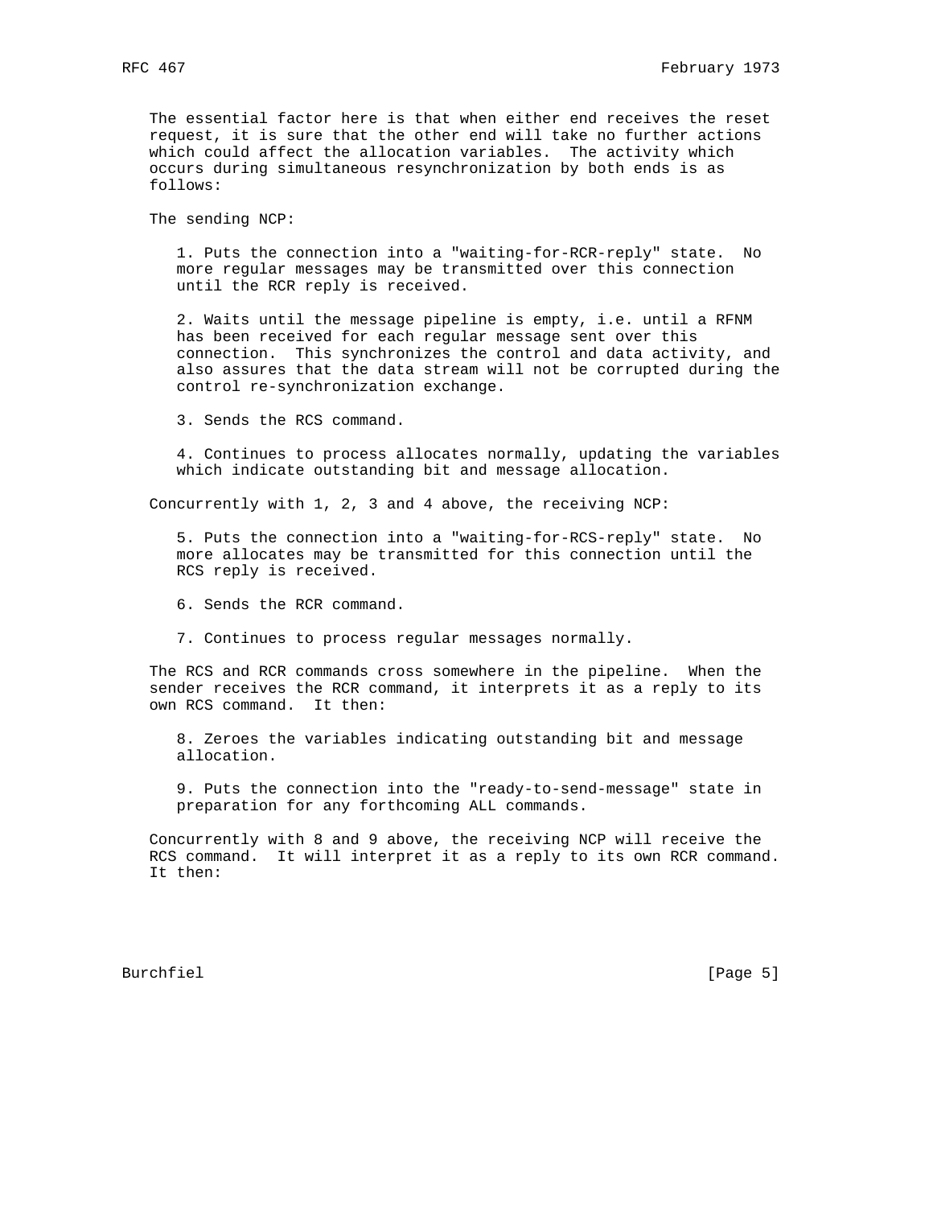The essential factor here is that when either end receives the reset request, it is sure that the other end will take no further actions which could affect the allocation variables. The activity which occurs during simultaneous resynchronization by both ends is as follows:

The sending NCP:

1. Puts the connection into a "waiting-for-RCR-reply" state. No more regular messages may be transmitted over this connection until the RCR reply is received.

2. Waits until the message pipeline is empty, i.e. until a RFNM has been received for each regular message sent over this connection. This synchronizes the control and data activity, and also assures that the data stream will not be corrupted during the control re-synchronization exchange.

3. Sends the RCS command.

4. Continues to process allocates normally, updating the variables which indicate outstanding bit and message allocation.

Concurrently with 1, 2, 3 and 4 above, the receiving NCP:

5. Puts the connection into a "waiting-for-RCS-reply" state. No more allocates may be transmitted for this connection until the RCS reply is received.

6. Sends the RCR command.

7. Continues to process regular messages normally.

The RCS and RCR commands cross somewhere in the pipeline. When the sender receives the RCR command, it interprets it as a reply to its own RCS command. It then:

8. Zeroes the variables indicating outstanding bit and message allocation.

9. Puts the connection into the "ready-to-send-message" state in preparation for any forthcoming ALL commands.

Concurrently with 8 and 9 above, the receiving NCP will receive the RCS command. It will interpret it as a reply to its own RCR command. It then: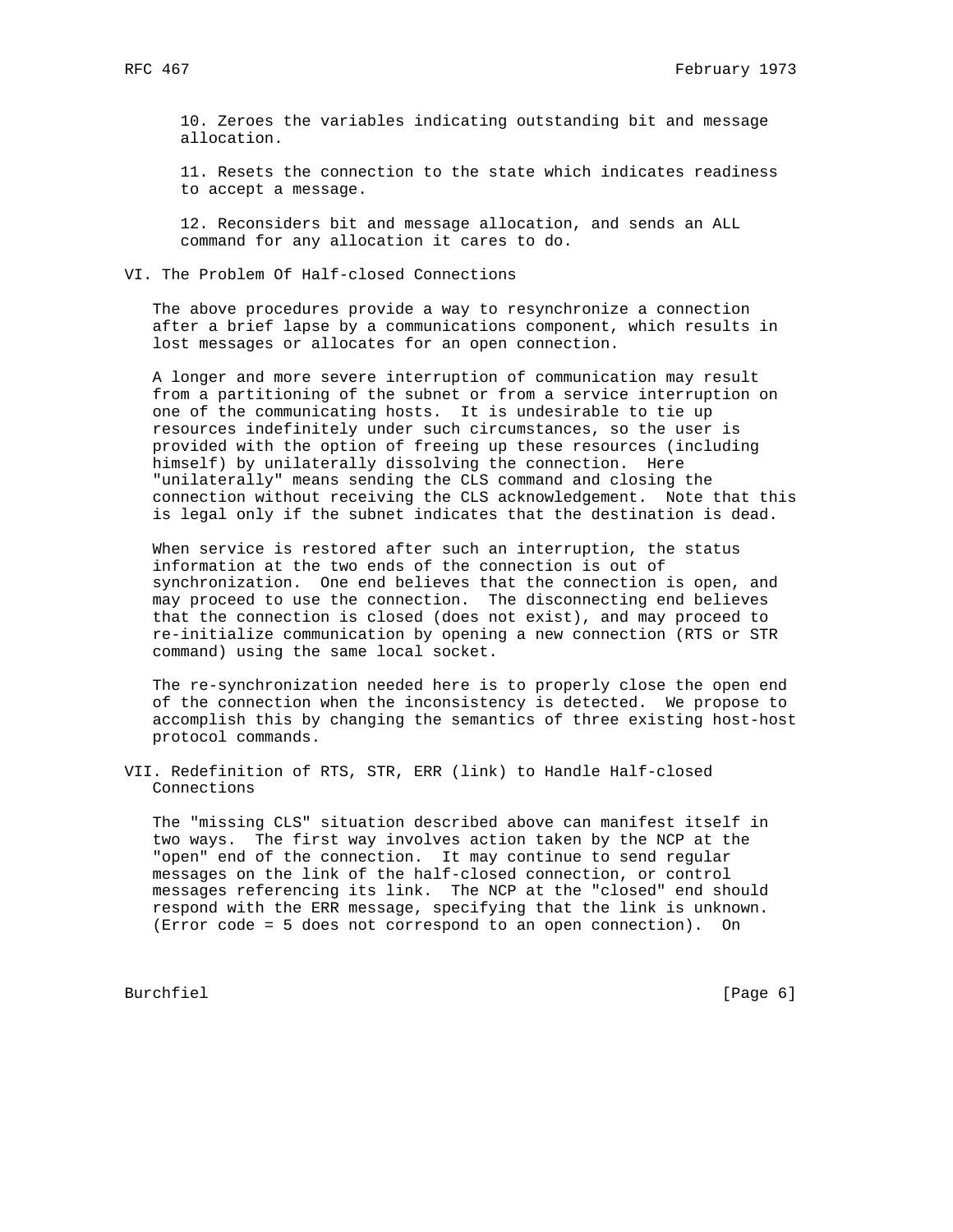10. Zeroes the variables indicating outstanding bit and message allocation.

11. Resets the connection to the state which indicates readiness to accept a message.

12. Reconsiders bit and message allocation, and sends an ALL command for any allocation it cares to do.

## VI. The Problem Of Half-closed Connections

The above procedures provide a way to resynchronize a connection after a brief lapse by a communications component, which results in lost messages or allocates for an open connection.

A longer and more severe interruption of communication may result from a partitioning of the subnet or from a service interruption on one of the communicating hosts. It is undesirable to tie up resources indefinitely under such circumstances, so the user is provided with the option of freeing up these resources (including himself) by unilaterally dissolving the connection. Here "unilaterally" means sending the CLS command and closing the connection without receiving the CLS acknowledgement. Note that this is legal only if the subnet indicates that the destination is dead.

When service is restored after such an interruption, the status information at the two ends of the connection is out of synchronization. One end believes that the connection is open, and may proceed to use the connection. The disconnecting end believes that the connection is closed (does not exist), and may proceed to re-initialize communication by opening a new connection (RTS or STR command) using the same local socket.

The re-synchronization needed here is to properly close the open end of the connection when the inconsistency is detected. We propose to accomplish this by changing the semantics of three existing host-host protocol commands.

## VII. Redefinition of RTS, STR, ERR (link) to Handle Half-closed Connections

The "missing CLS" situation described above can manifest itself in two ways. The first way involves action taken by the NCP at the "open" end of the connection. It may continue to send regular messages on the link of the half-closed connection, or control messages referencing its link. The NCP at the "closed" end should respond with the ERR message, specifying that the link is unknown. (Error code = 5 does not correspond to an open connection). On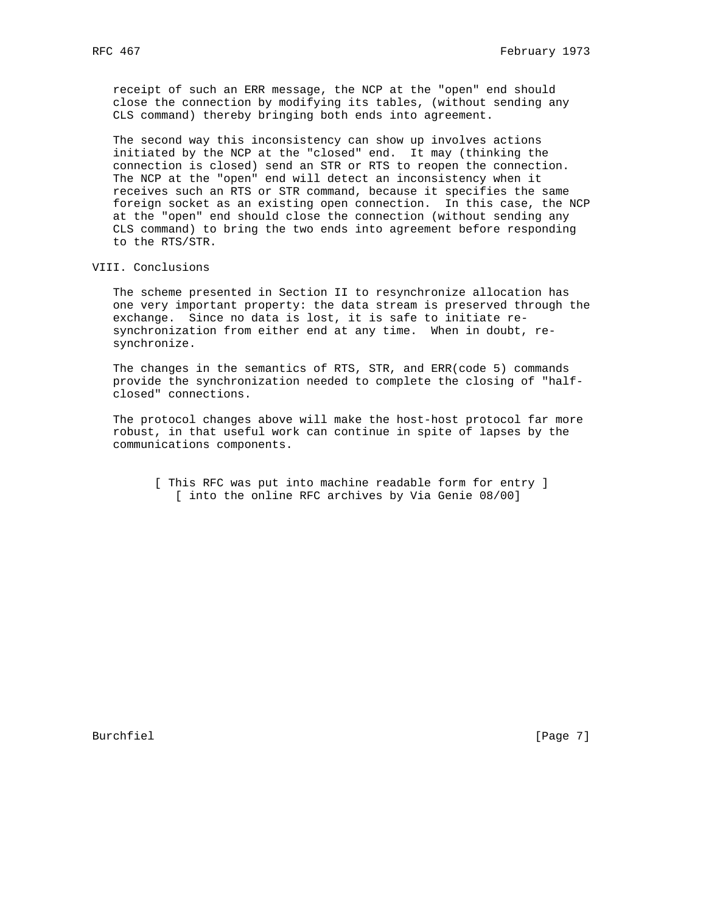receipt of such an ERR message, the NCP at the "open" end should close the connection by modifying its tables, (without sending any CLS command) thereby bringing both ends into agreement.

The second way this inconsistency can show up involves actions initiated by the NCP at the "closed" end. It may (thinking the connection is closed) send an STR or RTS to reopen the connection. The NCP at the "open" end will detect an inconsistency when it receives such an RTS or STR command, because it specifies the same foreign socket as an existing open connection. In this case, the NCP at the "open" end should close the connection (without sending any CLS command) to bring the two ends into agreement before responding to the RTS/STR.

## VIII. Conclusions

The scheme presented in Section II to resynchronize allocation has one very important property: the data stream is preserved through the exchange. Since no data is lost, it is safe to initiate re-synchronization from either end at any time. When in doubt, re-synchronize.

The changes in the semantics of RTS, STR, and ERR(code 5) commands provide the synchronization needed to complete the closing of "half-closed" connections.

The protocol changes above will make the host-host protocol far more robust, in that useful work can continue in spite of lapses by the communications components.

[ This RFC was put into machine readable form for entry ]
[ into the online RFC archives by Via Genie 08/00]